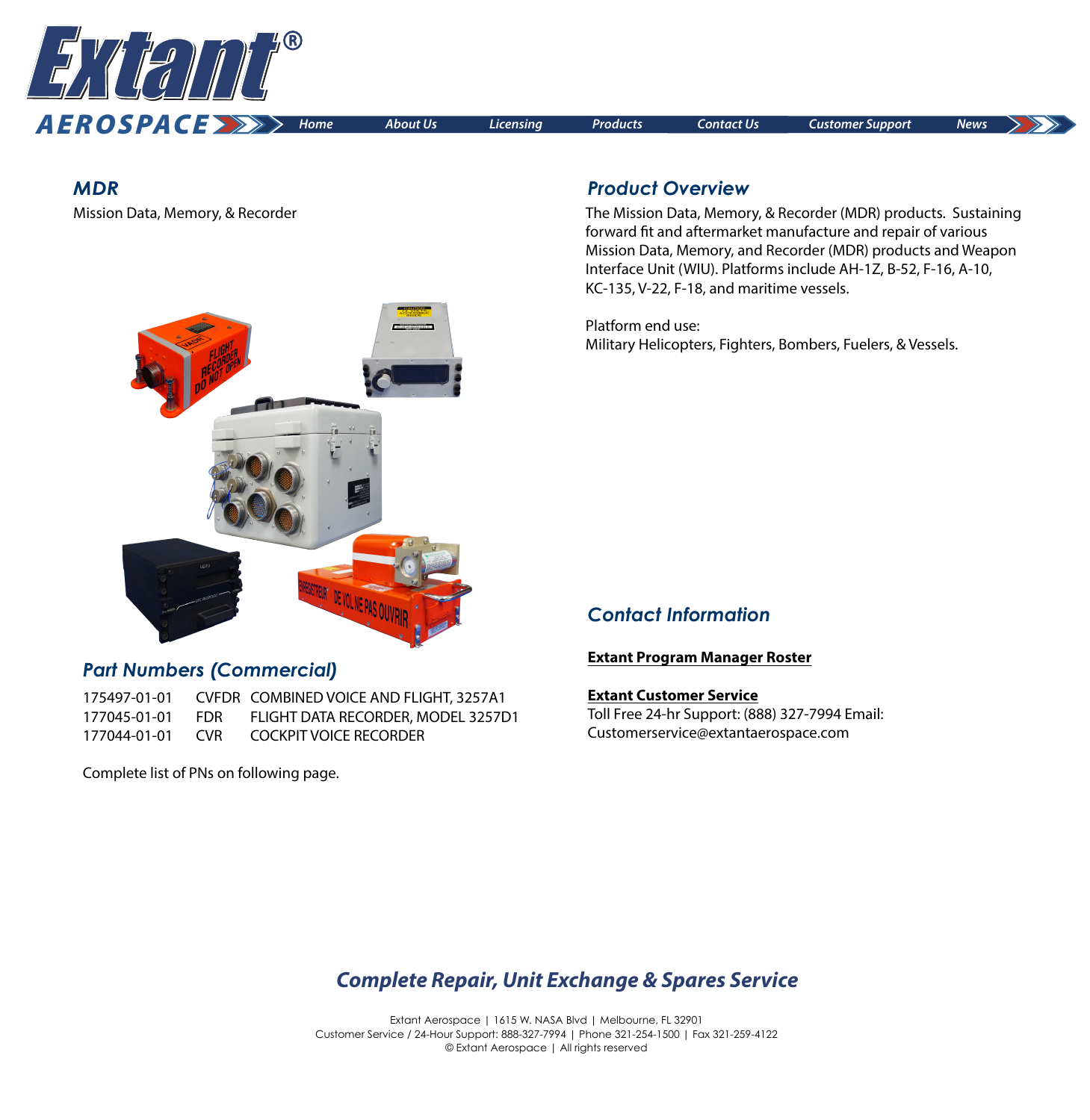Extant® AEROSPACE

Home | About Us | Licensing | Products | Contact Us | Customer Support | News

## MDR

Mission Data, Memory, & Recorder

## Part Numbers (Commercial)

| | | |
|---|---|---|
| 175497-01-01 | CVFDR | COMBINED VOICE AND FLIGHT, 3257A1 |
| 177045-01-01 | FDR | FLIGHT DATA RECORDER, MODEL 3257D1 |
| 177044-01-01 | CVR | COCKPIT VOICE RECORDER |

Complete list of PNs on following page.

## Product Overview

The Mission Data, Memory, & Recorder (MDR) products. Sustaining forward fit and aftermarket manufacture and repair of various Mission Data, Memory, and Recorder (MDR) products and Weapon Interface Unit (WIU). Platforms include AH-1Z, B-52, F-16, A-10, KC-135, V-22, F-18, and maritime vessels.

Platform end use:
Military Helicopters, Fighters, Bombers, Fuelers, & Vessels.

## Contact Information

**Extant Program Manager Roster**

**Extant Customer Service**
Toll Free 24-hr Support: (888) 327-7994 Email: Customerservice@extantaerospace.com

## Complete Repair, Unit Exchange & Spares Service

Extant Aerospace | 1615 W. NASA Blvd | Melbourne, FL 32901
Customer Service / 24-Hour Support: 888-327-7994 | Phone 321-254-1500 | Fax 321-259-4122
© Extant Aerospace | All rights reserved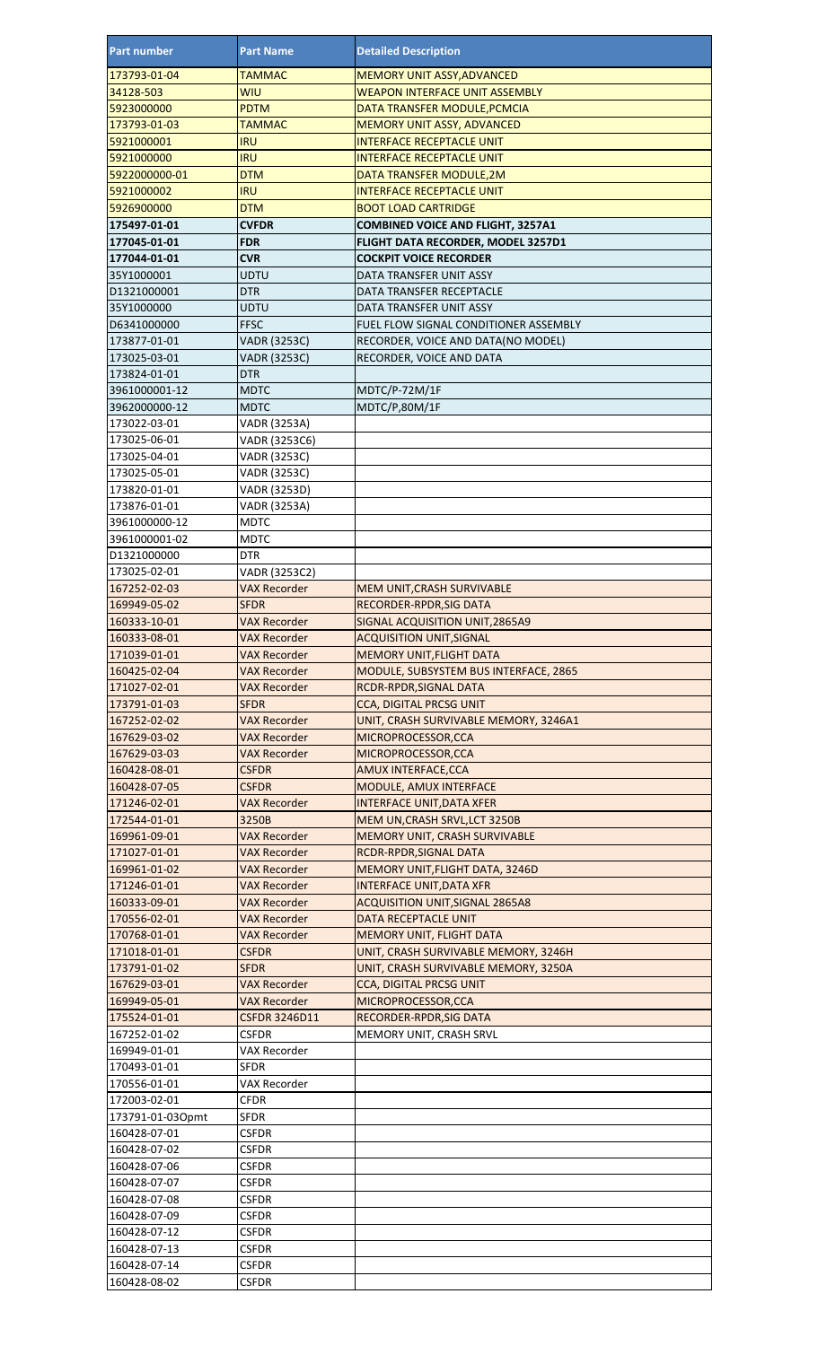| Part number | Part Name | Detailed Description |
| --- | --- | --- |
| 173793-01-04 | TAMMAC | MEMORY UNIT ASSY,ADVANCED |
| 34128-503 | WIU | WEAPON INTERFACE UNIT ASSEMBLY |
| 5923000000 | PDTM | DATA TRANSFER MODULE,PCMCIA |
| 173793-01-03 | TAMMAC | MEMORY UNIT ASSY, ADVANCED |
| 5921000001 | IRU | INTERFACE RECEPTACLE UNIT |
| 5921000000 | IRU | INTERFACE RECEPTACLE UNIT |
| 5922000000-01 | DTM | DATA TRANSFER MODULE,2M |
| 5921000002 | IRU | INTERFACE RECEPTACLE UNIT |
| 5926900000 | DTM | BOOT LOAD CARTRIDGE |
| **175497-01-01** | **CVFDR** | **COMBINED VOICE AND FLIGHT, 3257A1** |
| **177045-01-01** | **FDR** | **FLIGHT DATA RECORDER, MODEL 3257D1** |
| **177044-01-01** | **CVR** | **COCKPIT VOICE RECORDER** |
| 35Y1000001 | UDTU | DATA TRANSFER UNIT ASSY |
| D1321000001 | DTR | DATA TRANSFER RECEPTACLE |
| 35Y1000000 | UDTU | DATA TRANSFER UNIT ASSY |
| D6341000000 | FFSC | FUEL FLOW SIGNAL CONDITIONER ASSEMBLY |
| 173877-01-01 | VADR (3253C) | RECORDER, VOICE AND DATA(NO MODEL) |
| 173025-03-01 | VADR (3253C) | RECORDER, VOICE AND DATA |
| 173824-01-01 | DTR | |
| 3961000001-12 | MDTC | MDTC/P-72M/1F |
| 3962000000-12 | MDTC | MDTC/P,80M/1F |
| 173022-03-01 | VADR (3253A) | |
| 173025-06-01 | VADR (3253C6) | |
| 173025-04-01 | VADR (3253C) | |
| 173025-05-01 | VADR (3253C) | |
| 173820-01-01 | VADR (3253D) | |
| 173876-01-01 | VADR (3253A) | |
| 3961000000-12 | MDTC | |
| 3961000001-02 | MDTC | |
| D1321000000 | DTR | |
| 173025-02-01 | VADR (3253C2) | |
| 167252-02-03 | VAX Recorder | MEM UNIT,CRASH SURVIVABLE |
| 169949-05-02 | SFDR | RECORDER-RPDR,SIG DATA |
| 160333-10-01 | VAX Recorder | SIGNAL ACQUISITION UNIT,2865A9 |
| 160333-08-01 | VAX Recorder | ACQUISITION UNIT,SIGNAL |
| 171039-01-01 | VAX Recorder | MEMORY UNIT,FLIGHT DATA |
| 160425-02-04 | VAX Recorder | MODULE, SUBSYSTEM BUS INTERFACE, 2865 |
| 171027-02-01 | VAX Recorder | RCDR-RPDR,SIGNAL DATA |
| 173791-01-03 | SFDR | CCA, DIGITAL PRCSG UNIT |
| 167252-02-02 | VAX Recorder | UNIT, CRASH SURVIVABLE MEMORY, 3246A1 |
| 167629-03-02 | VAX Recorder | MICROPROCESSOR,CCA |
| 167629-03-03 | VAX Recorder | MICROPROCESSOR,CCA |
| 160428-08-01 | CSFDR | AMUX INTERFACE,CCA |
| 160428-07-05 | CSFDR | MODULE, AMUX INTERFACE |
| 171246-02-01 | VAX Recorder | INTERFACE UNIT,DATA XFER |
| 172544-01-01 | 3250B | MEM UN,CRASH SRVL,LCT 3250B |
| 169961-09-01 | VAX Recorder | MEMORY UNIT, CRASH SURVIVABLE |
| 171027-01-01 | VAX Recorder | RCDR-RPDR,SIGNAL DATA |
| 169961-01-02 | VAX Recorder | MEMORY UNIT,FLIGHT DATA, 3246D |
| 171246-01-01 | VAX Recorder | INTERFACE UNIT,DATA XFR |
| 160333-09-01 | VAX Recorder | ACQUISITION UNIT,SIGNAL 2865A8 |
| 170556-02-01 | VAX Recorder | DATA RECEPTACLE UNIT |
| 170768-01-01 | VAX Recorder | MEMORY UNIT, FLIGHT DATA |
| 171018-01-01 | CSFDR | UNIT, CRASH SURVIVABLE MEMORY, 3246H |
| 173791-01-02 | SFDR | UNIT, CRASH SURVIVABLE MEMORY, 3250A |
| 167629-03-01 | VAX Recorder | CCA, DIGITAL PRCSG UNIT |
| 169949-05-01 | VAX Recorder | MICROPROCESSOR,CCA |
| 175524-01-01 | CSFDR 3246D11 | RECORDER-RPDR,SIG DATA |
| 167252-01-02 | CSFDR | MEMORY UNIT, CRASH SRVL |
| 169949-01-01 | VAX Recorder | |
| 170493-01-01 | SFDR | |
| 170556-01-01 | VAX Recorder | |
| 172003-02-01 | CFDR | |
| 173791-01-03Opmt | SFDR | |
| 160428-07-01 | CSFDR | |
| 160428-07-02 | CSFDR | |
| 160428-07-06 | CSFDR | |
| 160428-07-07 | CSFDR | |
| 160428-07-08 | CSFDR | |
| 160428-07-09 | CSFDR | |
| 160428-07-12 | CSFDR | |
| 160428-07-13 | CSFDR | |
| 160428-07-14 | CSFDR | |
| 160428-08-02 | CSFDR | |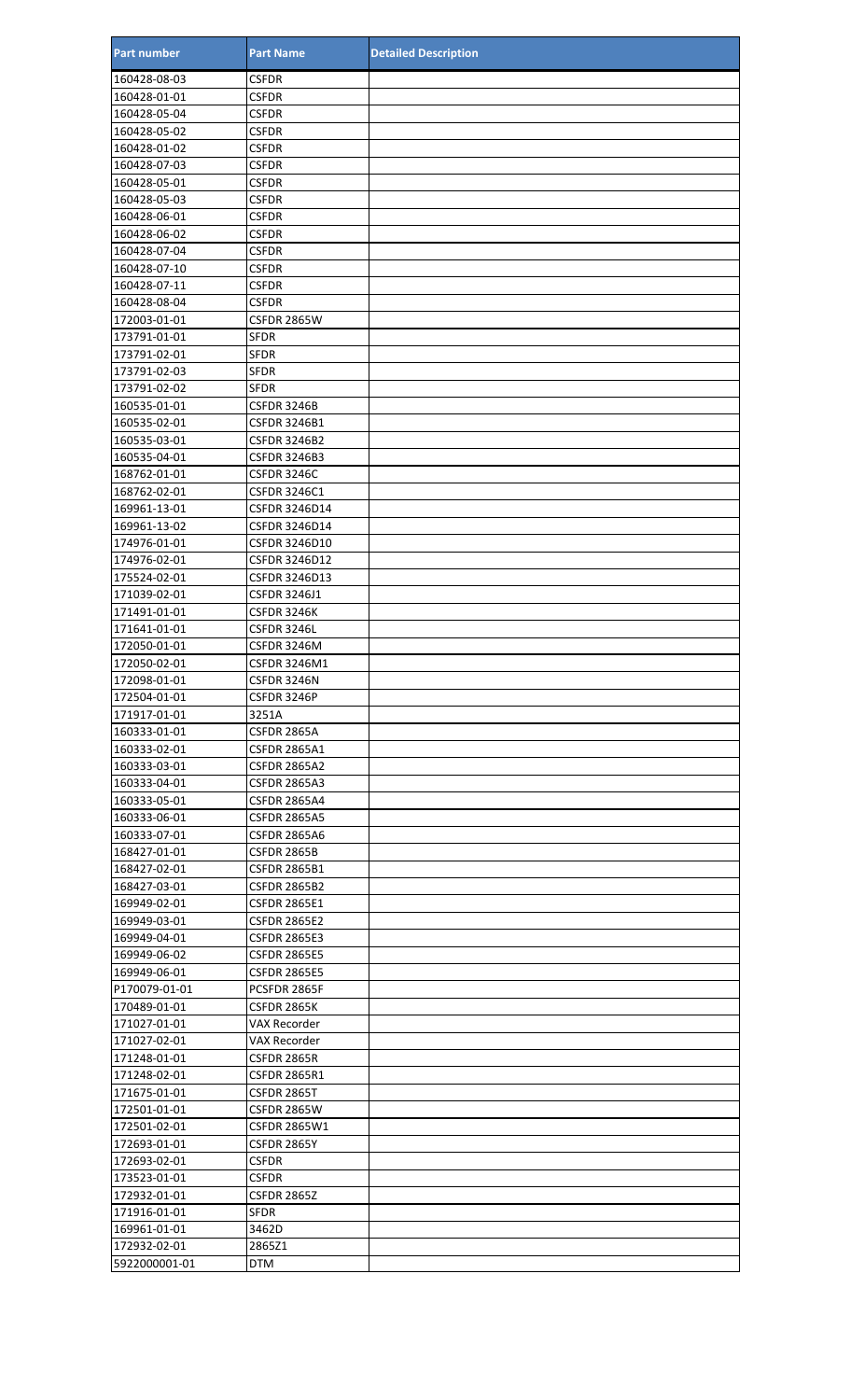| Part number | Part Name | Detailed Description |
|---|---|---|
| 160428-08-03 | CSFDR | |
| 160428-01-01 | CSFDR | |
| 160428-05-04 | CSFDR | |
| 160428-05-02 | CSFDR | |
| 160428-01-02 | CSFDR | |
| 160428-07-03 | CSFDR | |
| 160428-05-01 | CSFDR | |
| 160428-05-03 | CSFDR | |
| 160428-06-01 | CSFDR | |
| 160428-06-02 | CSFDR | |
| 160428-07-04 | CSFDR | |
| 160428-07-10 | CSFDR | |
| 160428-07-11 | CSFDR | |
| 160428-08-04 | CSFDR | |
| 172003-01-01 | CSFDR 2865W | |
| 173791-01-01 | SFDR | |
| 173791-02-01 | SFDR | |
| 173791-02-03 | SFDR | |
| 173791-02-02 | SFDR | |
| 160535-01-01 | CSFDR 3246B | |
| 160535-02-01 | CSFDR 3246B1 | |
| 160535-03-01 | CSFDR 3246B2 | |
| 160535-04-01 | CSFDR 3246B3 | |
| 168762-01-01 | CSFDR 3246C | |
| 168762-02-01 | CSFDR 3246C1 | |
| 169961-13-01 | CSFDR 3246D14 | |
| 169961-13-02 | CSFDR 3246D14 | |
| 174976-01-01 | CSFDR 3246D10 | |
| 174976-02-01 | CSFDR 3246D12 | |
| 175524-02-01 | CSFDR 3246D13 | |
| 171039-02-01 | CSFDR 3246J1 | |
| 171491-01-01 | CSFDR 3246K | |
| 171641-01-01 | CSFDR 3246L | |
| 172050-01-01 | CSFDR 3246M | |
| 172050-02-01 | CSFDR 3246M1 | |
| 172098-01-01 | CSFDR 3246N | |
| 172504-01-01 | CSFDR 3246P | |
| 171917-01-01 | 3251A | |
| 160333-01-01 | CSFDR 2865A | |
| 160333-02-01 | CSFDR 2865A1 | |
| 160333-03-01 | CSFDR 2865A2 | |
| 160333-04-01 | CSFDR 2865A3 | |
| 160333-05-01 | CSFDR 2865A4 | |
| 160333-06-01 | CSFDR 2865A5 | |
| 160333-07-01 | CSFDR 2865A6 | |
| 168427-01-01 | CSFDR 2865B | |
| 168427-02-01 | CSFDR 2865B1 | |
| 168427-03-01 | CSFDR 2865B2 | |
| 169949-02-01 | CSFDR 2865E1 | |
| 169949-03-01 | CSFDR 2865E2 | |
| 169949-04-01 | CSFDR 2865E3 | |
| 169949-06-02 | CSFDR 2865E5 | |
| 169949-06-01 | CSFDR 2865E5 | |
| P170079-01-01 | PCSFDR 2865F | |
| 170489-01-01 | CSFDR 2865K | |
| 171027-01-01 | VAX Recorder | |
| 171027-02-01 | VAX Recorder | |
| 171248-01-01 | CSFDR 2865R | |
| 171248-02-01 | CSFDR 2865R1 | |
| 171675-01-01 | CSFDR 2865T | |
| 172501-01-01 | CSFDR 2865W | |
| 172501-02-01 | CSFDR 2865W1 | |
| 172693-01-01 | CSFDR 2865Y | |
| 172693-02-01 | CSFDR | |
| 173523-01-01 | CSFDR | |
| 172932-01-01 | CSFDR 2865Z | |
| 171916-01-01 | SFDR | |
| 169961-01-01 | 3462D | |
| 172932-02-01 | 2865Z1 | |
| 5922000001-01 | DTM | |